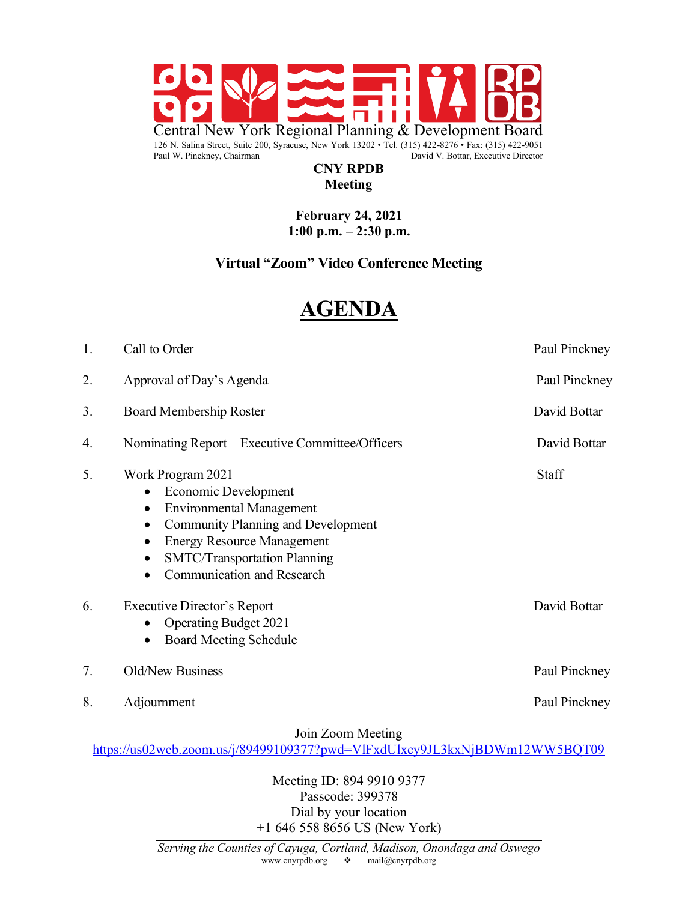Central New York Regional Planning & Development Board

126 N. Salina Street, Suite 200, Syracuse, New York 13202 • Tel. (315) 422-8276 • Fax: (315) 422-9051

Paul W. Pinckney, Chairman — David V. Bottar, Executive Director

**CNY RPDB**
**Meeting**

**February 24, 2021**
**1:00 p.m. – 2:30 p.m.**

**Virtual "Zoom" Video Conference Meeting**

# AGENDA

| | | |
|---|---|---|
| 1. | Call to Order | Paul Pinckney |
| 2. | Approval of Day's Agenda | Paul Pinckney |
| 3. | Board Membership Roster | David Bottar |
| 4. | Nominating Report – Executive Committee/Officers | David Bottar |
| 5. | Work Program 2021<br>• Economic Development<br>• Environmental Management<br>• Community Planning and Development<br>• Energy Resource Management<br>• SMTC/Transportation Planning<br>• Communication and Research | Staff |
| 6. | Executive Director's Report<br>• Operating Budget 2021<br>• Board Meeting Schedule | David Bottar |
| 7. | Old/New Business | Paul Pinckney |
| 8. | Adjournment | Paul Pinckney |

Join Zoom Meeting
https://us02web.zoom.us/j/89499109377?pwd=VlFxdUlxcy9JL3kxNjBDWm12WW5BQT09

Meeting ID: 894 9910 9377
Passcode: 399378
Dial by your location
+1 646 558 8656 US (New York)

*Serving the Counties of Cayuga, Cortland, Madison, Onondaga and Oswego*

www.cnyrpdb.org ❖ mail@cnyrpdb.org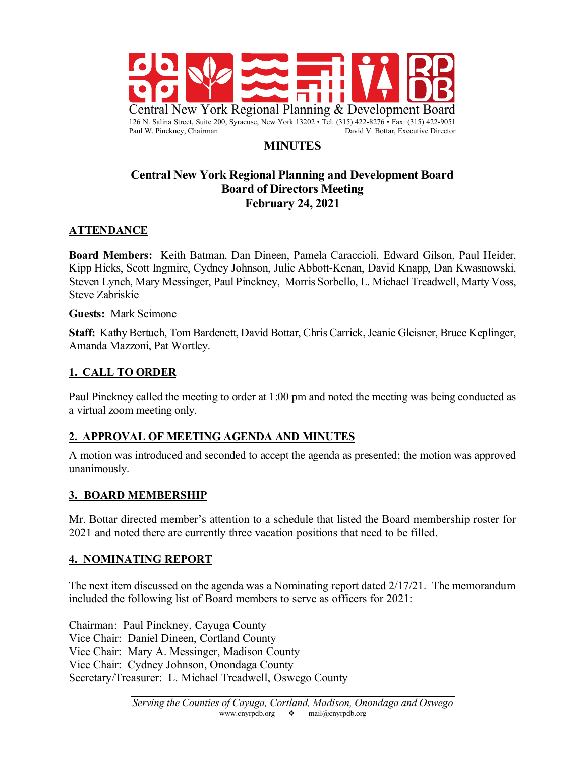Central New York Regional Planning & Development Board

126 N. Salina Street, Suite 200, Syracuse, New York 13202 • Tel. (315) 422-8276 • Fax: (315) 422-9051

Paul W. Pinckney, Chairman David V. Bottar, Executive Director

# MINUTES

## Central New York Regional Planning and Development Board
## Board of Directors Meeting
## February 24, 2021

## ATTENDANCE

**Board Members:** Keith Batman, Dan Dineen, Pamela Caraccioli, Edward Gilson, Paul Heider, Kipp Hicks, Scott Ingmire, Cydney Johnson, Julie Abbott-Kenan, David Knapp, Dan Kwasnowski, Steven Lynch, Mary Messinger, Paul Pinckney, Morris Sorbello, L. Michael Treadwell, Marty Voss, Steve Zabriskie

**Guests:** Mark Scimone

**Staff:** Kathy Bertuch, Tom Bardenett, David Bottar, Chris Carrick, Jeanie Gleisner, Bruce Keplinger, Amanda Mazzoni, Pat Wortley.

## 1. CALL TO ORDER

Paul Pinckney called the meeting to order at 1:00 pm and noted the meeting was being conducted as a virtual zoom meeting only.

## 2. APPROVAL OF MEETING AGENDA AND MINUTES

A motion was introduced and seconded to accept the agenda as presented; the motion was approved unanimously.

## 3. BOARD MEMBERSHIP

Mr. Bottar directed member's attention to a schedule that listed the Board membership roster for 2021 and noted there are currently three vacation positions that need to be filled.

## 4. NOMINATING REPORT

The next item discussed on the agenda was a Nominating report dated 2/17/21. The memorandum included the following list of Board members to serve as officers for 2021:

Chairman: Paul Pinckney, Cayuga County
Vice Chair: Daniel Dineen, Cortland County
Vice Chair: Mary A. Messinger, Madison County
Vice Chair: Cydney Johnson, Onondaga County
Secretary/Treasurer: L. Michael Treadwell, Oswego County

*Serving the Counties of Cayuga, Cortland, Madison, Onondaga and Oswego*
www.cnyrpdb.org ❖ mail@cnyrpdb.org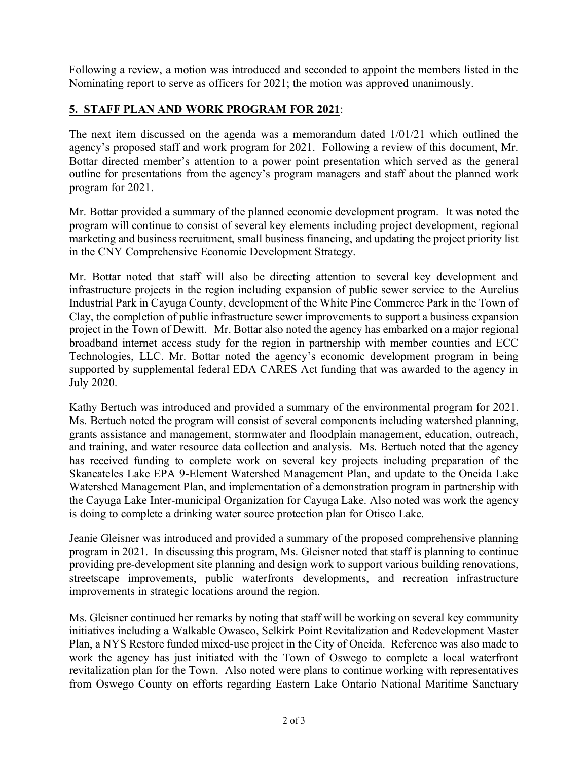Following a review, a motion was introduced and seconded to appoint the members listed in the Nominating report to serve as officers for 2021; the motion was approved unanimously.

## **5. STAFF PLAN AND WORK PROGRAM FOR 2021**:

The next item discussed on the agenda was a memorandum dated 1/01/21 which outlined the agency's proposed staff and work program for 2021. Following a review of this document, Mr. Bottar directed member's attention to a power point presentation which served as the general outline for presentations from the agency's program managers and staff about the planned work program for 2021.

Mr. Bottar provided a summary of the planned economic development program. It was noted the program will continue to consist of several key elements including project development, regional marketing and business recruitment, small business financing, and updating the project priority list in the CNY Comprehensive Economic Development Strategy.

Mr. Bottar noted that staff will also be directing attention to several key development and infrastructure projects in the region including expansion of public sewer service to the Aurelius Industrial Park in Cayuga County, development of the White Pine Commerce Park in the Town of Clay, the completion of public infrastructure sewer improvements to support a business expansion project in the Town of Dewitt. Mr. Bottar also noted the agency has embarked on a major regional broadband internet access study for the region in partnership with member counties and ECC Technologies, LLC. Mr. Bottar noted the agency's economic development program in being supported by supplemental federal EDA CARES Act funding that was awarded to the agency in July 2020.

Kathy Bertuch was introduced and provided a summary of the environmental program for 2021. Ms. Bertuch noted the program will consist of several components including watershed planning, grants assistance and management, stormwater and floodplain management, education, outreach, and training, and water resource data collection and analysis. Ms. Bertuch noted that the agency has received funding to complete work on several key projects including preparation of the Skaneateles Lake EPA 9-Element Watershed Management Plan, and update to the Oneida Lake Watershed Management Plan, and implementation of a demonstration program in partnership with the Cayuga Lake Inter-municipal Organization for Cayuga Lake. Also noted was work the agency is doing to complete a drinking water source protection plan for Otisco Lake.

Jeanie Gleisner was introduced and provided a summary of the proposed comprehensive planning program in 2021. In discussing this program, Ms. Gleisner noted that staff is planning to continue providing pre-development site planning and design work to support various building renovations, streetscape improvements, public waterfronts developments, and recreation infrastructure improvements in strategic locations around the region.

Ms. Gleisner continued her remarks by noting that staff will be working on several key community initiatives including a Walkable Owasco, Selkirk Point Revitalization and Redevelopment Master Plan, a NYS Restore funded mixed-use project in the City of Oneida. Reference was also made to work the agency has just initiated with the Town of Oswego to complete a local waterfront revitalization plan for the Town. Also noted were plans to continue working with representatives from Oswego County on efforts regarding Eastern Lake Ontario National Maritime Sanctuary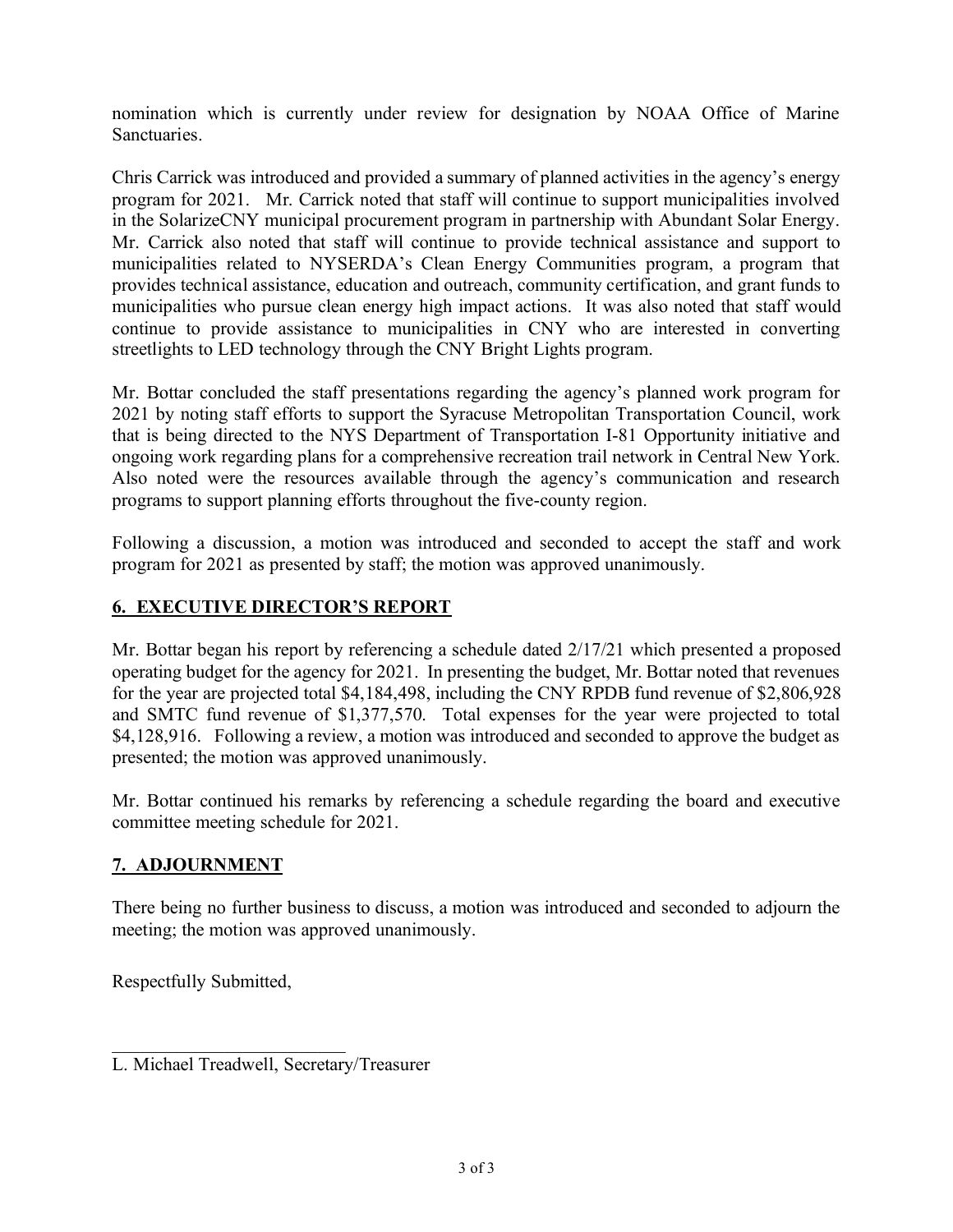nomination which is currently under review for designation by NOAA Office of Marine Sanctuaries.

Chris Carrick was introduced and provided a summary of planned activities in the agency's energy program for 2021. Mr. Carrick noted that staff will continue to support municipalities involved in the SolarizeCNY municipal procurement program in partnership with Abundant Solar Energy. Mr. Carrick also noted that staff will continue to provide technical assistance and support to municipalities related to NYSERDA's Clean Energy Communities program, a program that provides technical assistance, education and outreach, community certification, and grant funds to municipalities who pursue clean energy high impact actions. It was also noted that staff would continue to provide assistance to municipalities in CNY who are interested in converting streetlights to LED technology through the CNY Bright Lights program.

Mr. Bottar concluded the staff presentations regarding the agency's planned work program for 2021 by noting staff efforts to support the Syracuse Metropolitan Transportation Council, work that is being directed to the NYS Department of Transportation I-81 Opportunity initiative and ongoing work regarding plans for a comprehensive recreation trail network in Central New York. Also noted were the resources available through the agency's communication and research programs to support planning efforts throughout the five-county region.

Following a discussion, a motion was introduced and seconded to accept the staff and work program for 2021 as presented by staff; the motion was approved unanimously.

## 6. EXECUTIVE DIRECTOR'S REPORT

Mr. Bottar began his report by referencing a schedule dated 2/17/21 which presented a proposed operating budget for the agency for 2021. In presenting the budget, Mr. Bottar noted that revenues for the year are projected total $4,184,498, including the CNY RPDB fund revenue of $2,806,928 and SMTC fund revenue of $1,377,570. Total expenses for the year were projected to total $4,128,916. Following a review, a motion was introduced and seconded to approve the budget as presented; the motion was approved unanimously.

Mr. Bottar continued his remarks by referencing a schedule regarding the board and executive committee meeting schedule for 2021.

## 7. ADJOURNMENT

There being no further business to discuss, a motion was introduced and seconded to adjourn the meeting; the motion was approved unanimously.

Respectfully Submitted,

\_\_\_\_\_\_\_\_\_\_\_\_\_\_\_\_\_\_\_\_\_\_\_\_\_\_\_

L. Michael Treadwell, Secretary/Treasurer